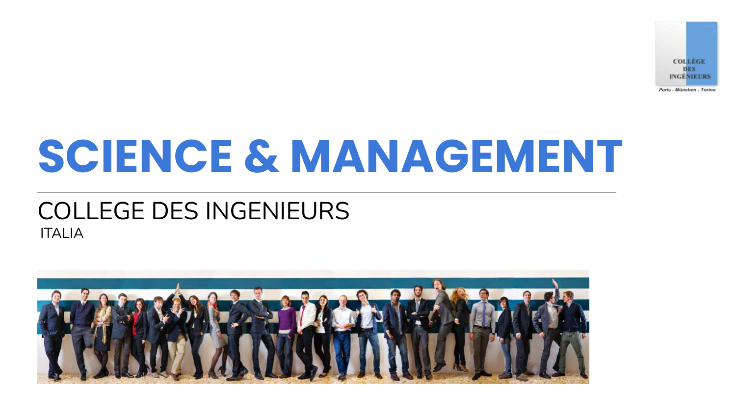# SCIENCE & MANAGEMENT

COLLEGE DES INGENIEURS

ITALIA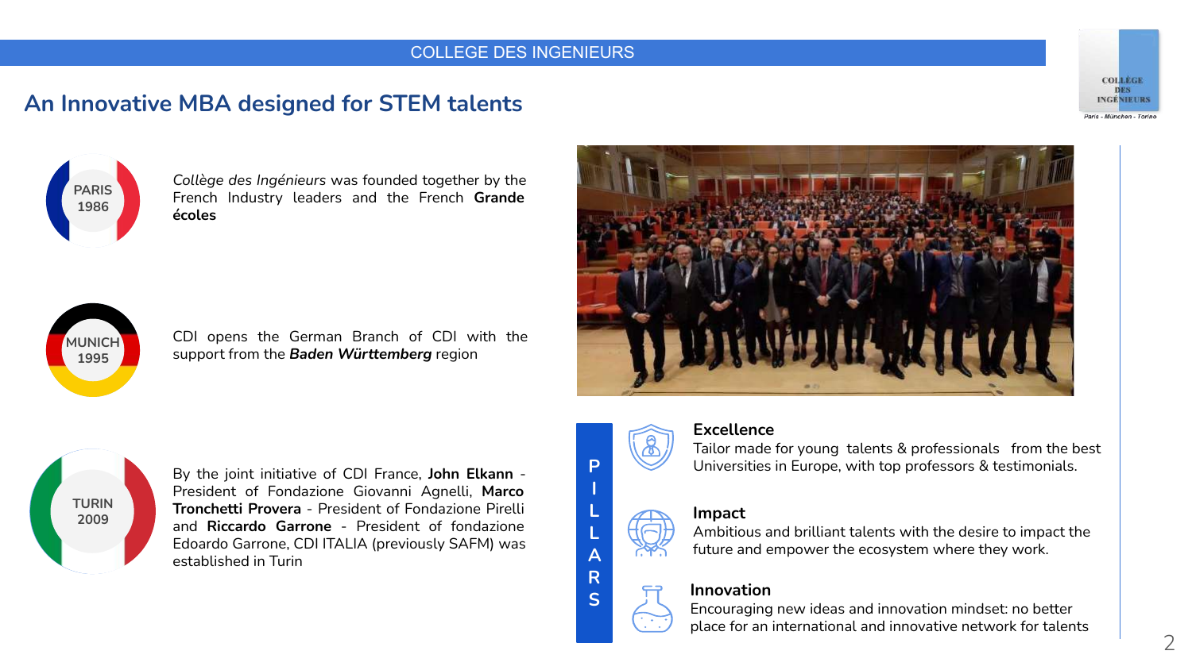COLLEGE DES INGENIEURS

# An Innovative MBA designed for STEM talents

**PARIS 1986**

*Collège des Ingénieurs* was founded together by the French Industry leaders and the French **Grande écoles**

**MUNICH 1995**

CDI opens the German Branch of CDI with the support from the ***Baden Württemberg*** region

**TURIN 2009**

By the joint initiative of CDI France, **John Elkann** - President of Fondazione Giovanni Agnelli, **Marco Tronchetti Provera** - President of Fondazione Pirelli and **Riccardo Garrone** - President of fondazione Edoardo Garrone, CDI ITALIA (previously SAFM) was established in Turin

## PILLARS

### Excellence

Tailor made for young talents & professionals from the best Universities in Europe, with top professors & testimonials.

### Impact

Ambitious and brilliant talents with the desire to impact the future and empower the ecosystem where they work.

### Innovation

Encouraging new ideas and innovation mindset: no better place for an international and innovative network for talents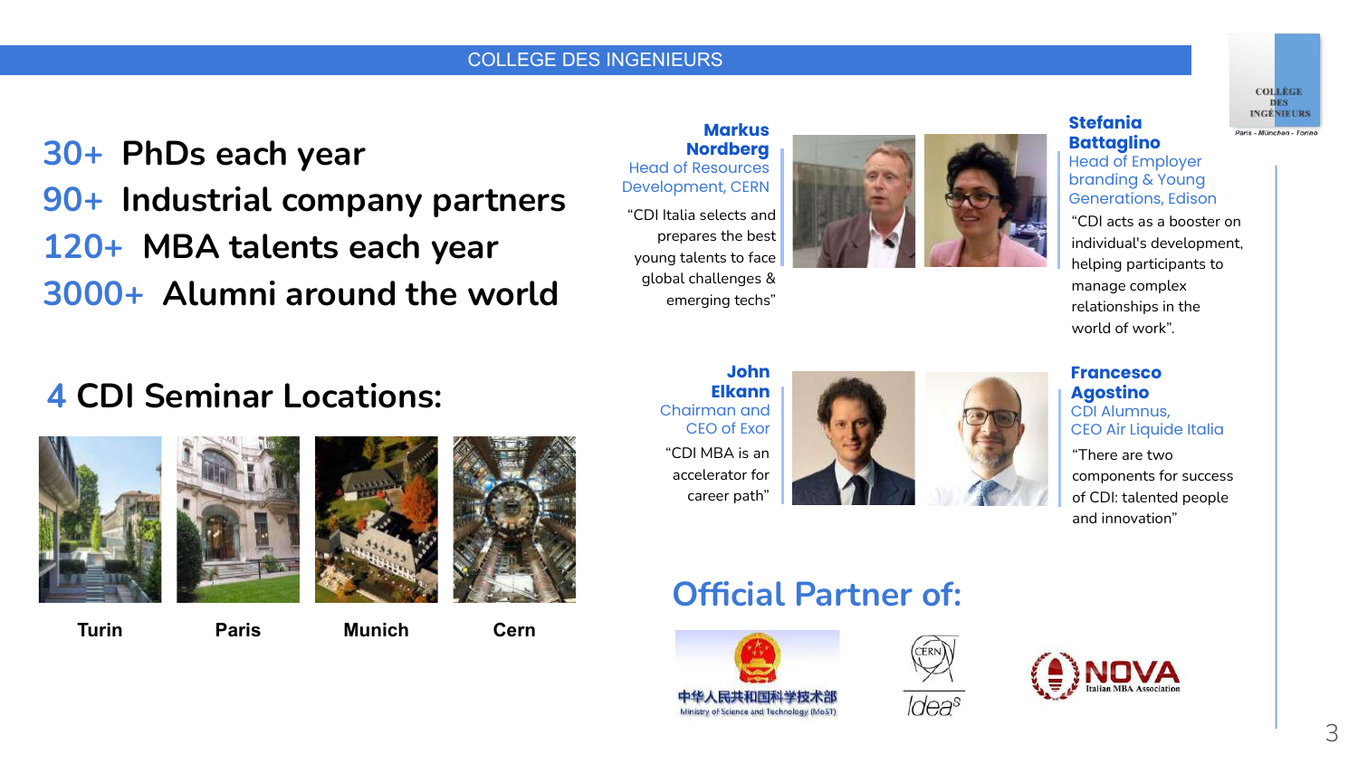30+ PhDs each year

90+ Industrial company partners

120+ MBA talents each year

3000+ Alumni around the world

## 4 CDI Seminar Locations:

Turin

Paris

Munich

Cern

**Markus Nordberg**
Head of Resources Development, CERN

"CDI Italia selects and prepares the best young talents to face global challenges & emerging techs"

**Stefania Battaglino**
Head of Employer branding & Young Generations, Edison

"CDI acts as a booster on individual's development, helping participants to manage complex relationships in the world of work".

**John Elkann**
Chairman and CEO of Exor

"CDI MBA is an accelerator for career path"

**Francesco Agostino**
CDI Alumnus, CEO Air Liquide Italia

"There are two components for success of CDI: talented people and innovation"

## Official Partner of:

中华人民共和国科学技术部
Ministry of Science and Technology (MoST)

CERN Ideas

NOVA Italian MBA Association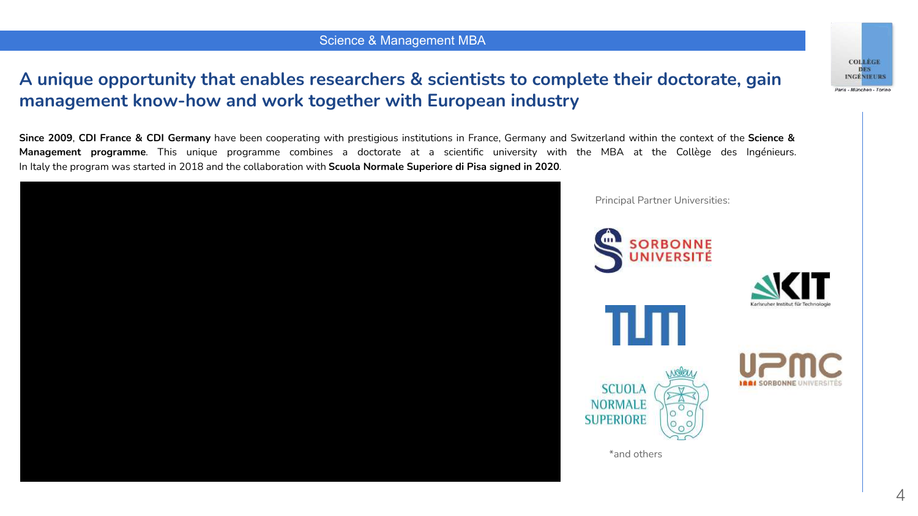Science & Management MBA

# A unique opportunity that enables researchers & scientists to complete their doctorate, gain management know-how and work together with European industry

**Since 2009**, **CDI France & CDI Germany** have been cooperating with prestigious institutions in France, Germany and Switzerland within the context of the **Science & Management programme**. This unique programme combines a doctorate at a scientific university with the MBA at the Collège des Ingénieurs. In Italy the program was started in 2018 and the collaboration with **Scuola Normale Superiore di Pisa signed in 2020**.

Principal Partner Universities:

SORBONNE UNIVERSITÉ

KIT Karlsruher Institut für Technologie

TUM

UPMC SORBONNE UNIVERSITÉS

SCUOLA NORMALE SUPERIORE

*and others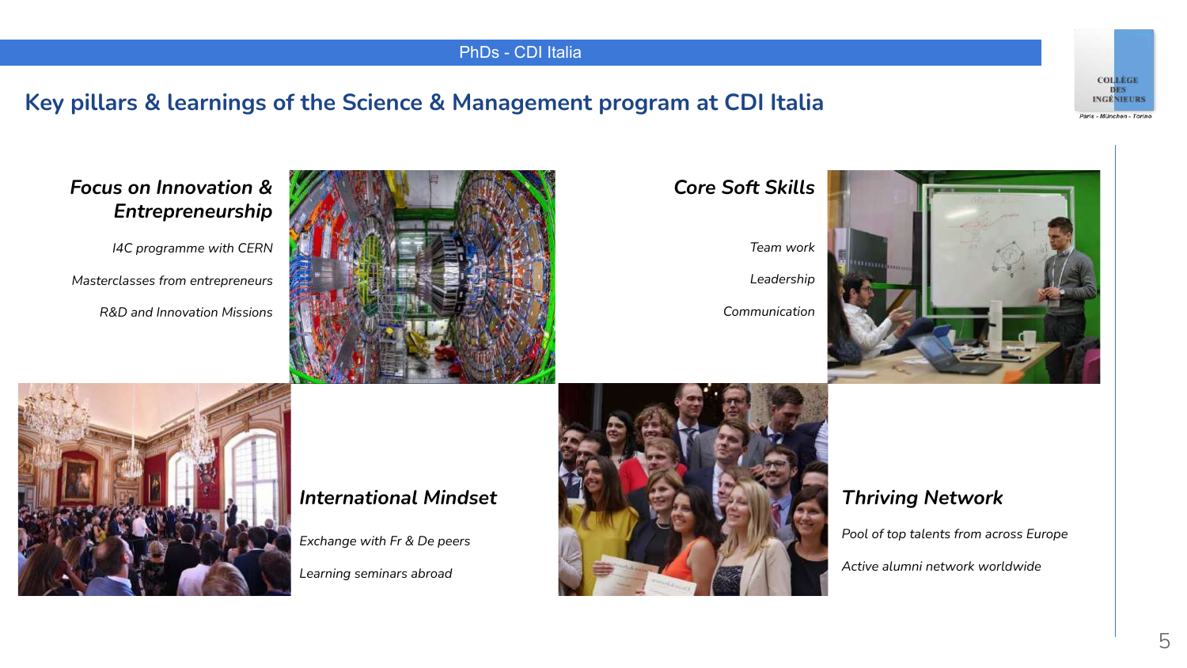# Key pillars & learnings of the Science & Management program at CDI Italia

### *Focus on Innovation & Entrepreneurship*

*I4C programme with CERN*

*Masterclasses from entrepreneurs*

*R&D and Innovation Missions*

### *Core Soft Skills*

*Team work*

*Leadership*

*Communication*

### *International Mindset*

*Exchange with Fr & De peers*

*Learning seminars abroad*

### *Thriving Network*

*Pool of top talents from across Europe*

*Active alumni network worldwide*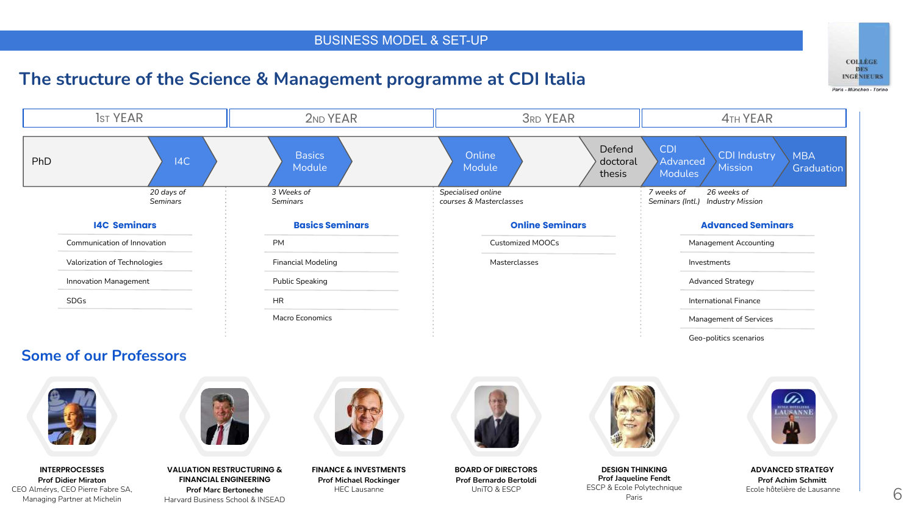BUSINESS MODEL & SET-UP

# The structure of the Science & Management programme at CDI Italia

| 1ST YEAR | 2ND YEAR | 3RD YEAR | 4TH YEAR |
| --- | --- | --- | --- |

PhD → I4C → Basics Module → Online Module → Defend doctoral thesis → CDI Advanced Modules → CDI Industry Mission → MBA Graduation

- I4C: *20 days of Seminars*
- Basics Module: *3 Weeks of Seminars*
- Online Module: *Specialised online courses & Masterclasses*
- CDI Advanced Modules: *7 weeks of Seminars (Intl.)*
- CDI Industry Mission: *26 weeks of Industry Mission*

### I4C Seminars

- Communication of Innovation
- Valorization of Technologies
- Innovation Management
- SDGs

### Basics Seminars

- PM
- Financial Modeling
- Public Speaking
- HR
- Macro Economics

### Online Seminars

- Customized MOOCs
- Masterclasses

### Advanced Seminars

- Management Accounting
- Investments
- Advanced Strategy
- International Finance
- Management of Services
- Geo-politics scenarios

## Some of our Professors

**INTERPROCESSES**
**Prof Didier Miraton**
CEO Alméry‌s, CEO Pierre Fabre SA, Managing Partner at Michelin

**VALUATION RESTRUCTURING & FINANCIAL ENGINEERING**
**Prof Marc Bertoneche**
Harvard Business School & INSEAD

**FINANCE & INVESTMENTS**
**Prof Michael Rockinger**
HEC Lausanne

**BOARD OF DIRECTORS**
**Prof Bernardo Bertoldi**
UniTO & ESCP

**DESIGN THINKING**
**Prof Jaqueline Fendt**
ESCP & Ecole Polytechnique Paris

**ADVANCED STRATEGY**
**Prof Achim Schmitt**
Ecole hôtelière de Lausanne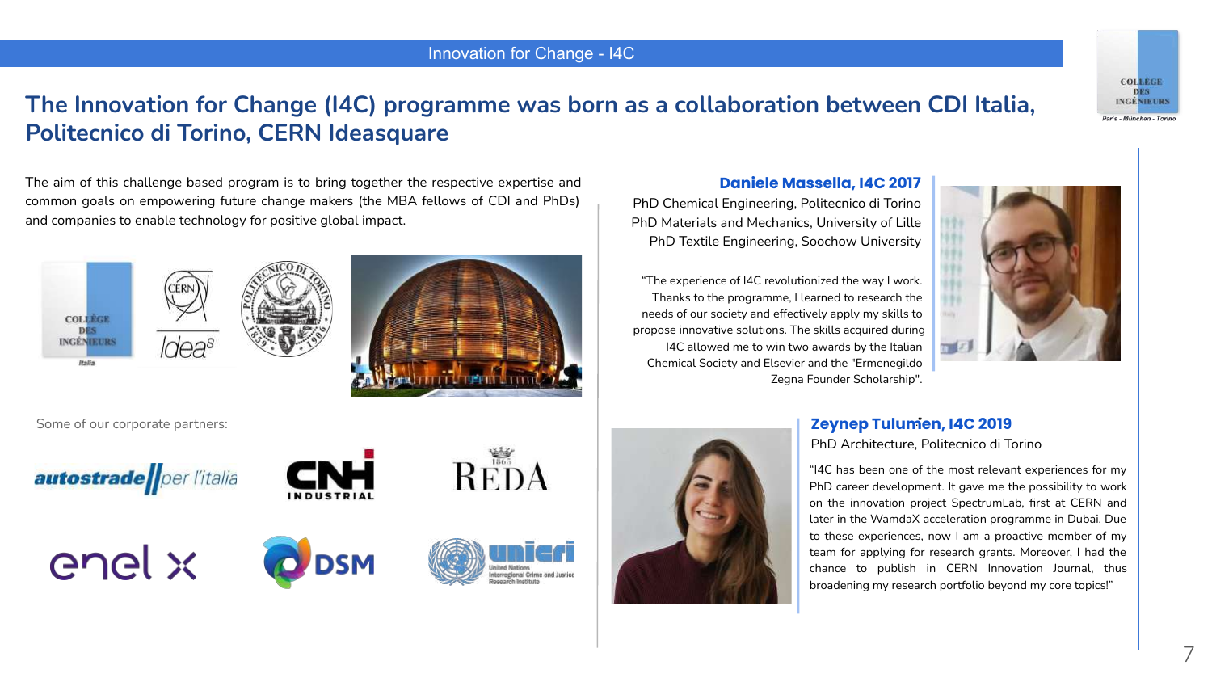## The Innovation for Change (I4C) programme was born as a collaboration between CDI Italia, Politecnico di Torino, CERN Ideasquare

The aim of this challenge based program is to bring together the respective expertise and common goals on empowering future change makers (the MBA fellows of CDI and PhDs) and companies to enable technology for positive global impact.

Some of our corporate partners:

### Daniele Massella, I4C 2017

PhD Chemical Engineering, Politecnico di Torino
PhD Materials and Mechanics, University of Lille
PhD Textile Engineering, Soochow University

"The experience of I4C revolutionized the way I work. Thanks to the programme, I learned to research the needs of our society and effectively apply my skills to propose innovative solutions. The skills acquired during I4C allowed me to win two awards by the Italian Chemical Society and Elsevier and the "Ermenegildo Zegna Founder Scholarship".

### Zeynep Tulumen, I4C 2019

PhD Architecture, Politecnico di Torino

"I4C has been one of the most relevant experiences for my PhD career development. It gave me the possibility to work on the innovation project SpectrumLab, first at CERN and later in the WamdaX acceleration programme in Dubai. Due to these experiences, now I am a proactive member of my team for applying for research grants. Moreover, I had the chance to publish in CERN Innovation Journal, thus broadening my research portfolio beyond my core topics!"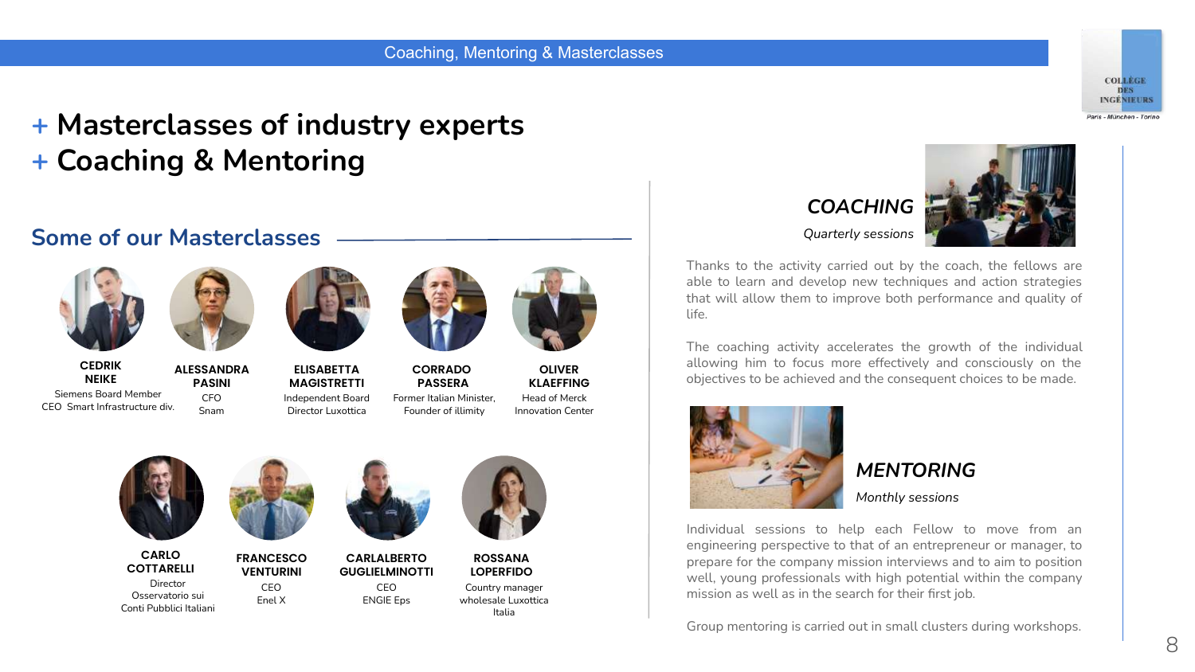# + Masterclasses of industry experts
# + Coaching & Mentoring

## Some of our Masterclasses

**CEDRIK NEIKE**
Siemens Board Member
CEO Smart Infrastructure div.

**ALESSANDRA PASINI**
CFO
Snam

**ELISABETTA MAGISTRETTI**
Independent Board
Director Luxottica

**CORRADO PASSERA**
Former Italian Minister,
Founder of illimity

**OLIVER KLAEFFING**
Head of Merck
Innovation Center

**CARLO COTTARELLI**
Director
Osservatorio sui
Conti Pubblici Italiani

**FRANCESCO VENTURINI**
CEO
Enel X

**CARLALBERTO GUGLIELMINOTTI**
CEO
ENGIE Eps

**ROSSANA LOPERFIDO**
Country manager
wholesale Luxottica
Italia

## *COACHING*

*Quarterly sessions*

Thanks to the activity carried out by the coach, the fellows are able to learn and develop new techniques and action strategies that will allow them to improve both performance and quality of life.

The coaching activity accelerates the growth of the individual allowing him to focus more effectively and consciously on the objectives to be achieved and the consequent choices to be made.

## *MENTORING*

*Monthly sessions*

Individual sessions to help each Fellow to move from an engineering perspective to that of an entrepreneur or manager, to prepare for the company mission interviews and to aim to position well, young professionals with high potential within the company mission as well as in the search for their first job.

Group mentoring is carried out in small clusters during workshops.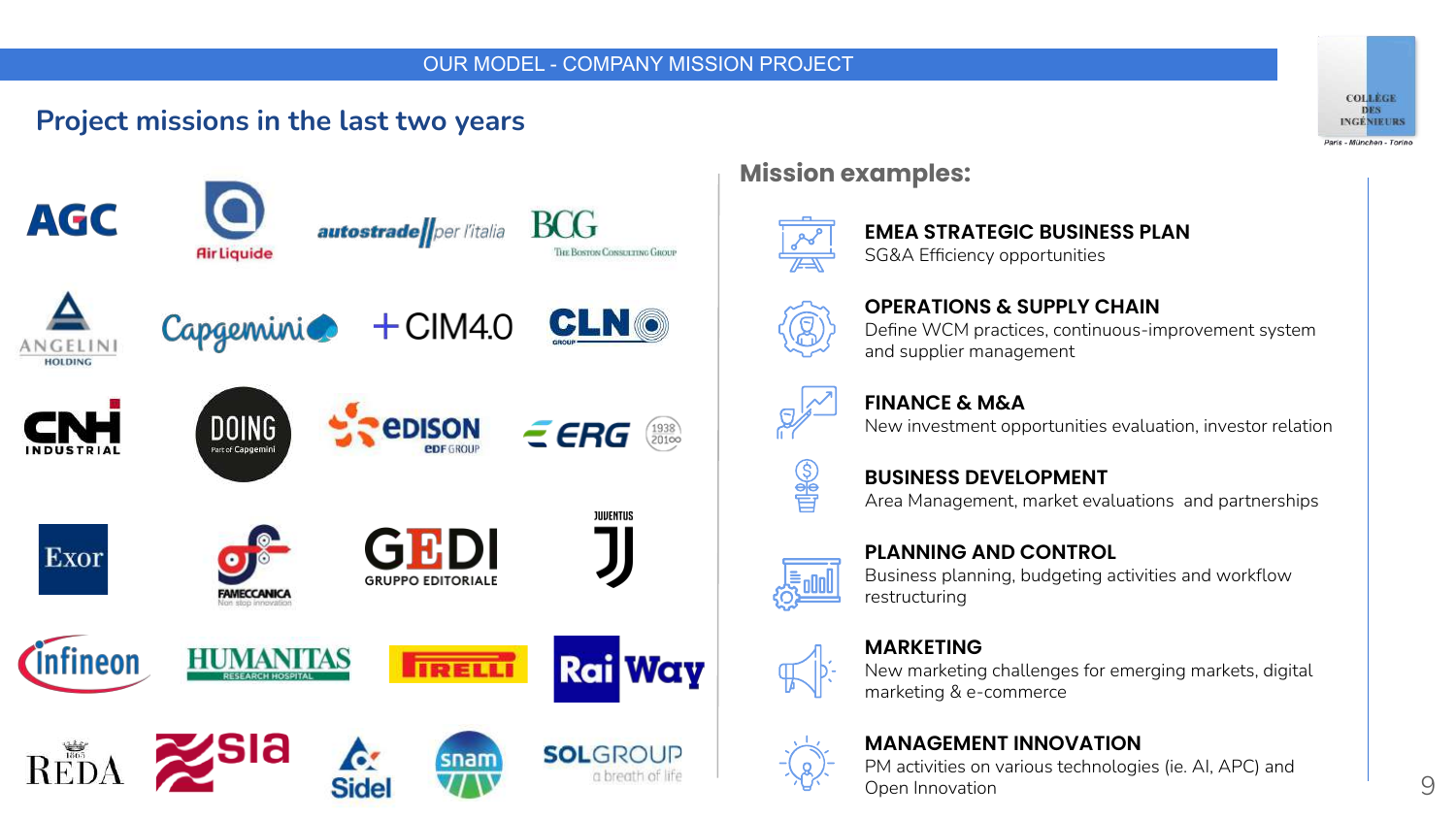OUR MODEL - COMPANY MISSION PROJECT

## Project missions in the last two years

AGC, Air Liquide, autostrade per l'italia, BCG The Boston Consulting Group, Angelini Holding, Capgemini, CIM4.0, CLN Group, CNH Industrial, DOING Part of Capgemini, Edison EDF Group, ERG, Exor, Fameccanica, GEDI Gruppo Editoriale, Juventus, Infineon, Humanitas Research Hospital, Pirelli, Rai Way, Reda, SIA, Sidel, Snam, SOL Group

## Mission examples:

**EMEA STRATEGIC BUSINESS PLAN**
SG&A Efficiency opportunities

**OPERATIONS & SUPPLY CHAIN**
Define WCM practices, continuous-improvement system and supplier management

**FINANCE & M&A**
New investment opportunities evaluation, investor relation

**BUSINESS DEVELOPMENT**
Area Management, market evaluations and partnerships

**PLANNING AND CONTROL**
Business planning, budgeting activities and workflow restructuring

**MARKETING**
New marketing challenges for emerging markets, digital marketing & e-commerce

**MANAGEMENT INNOVATION**
PM activities on various technologies (ie. AI, APC) and Open Innovation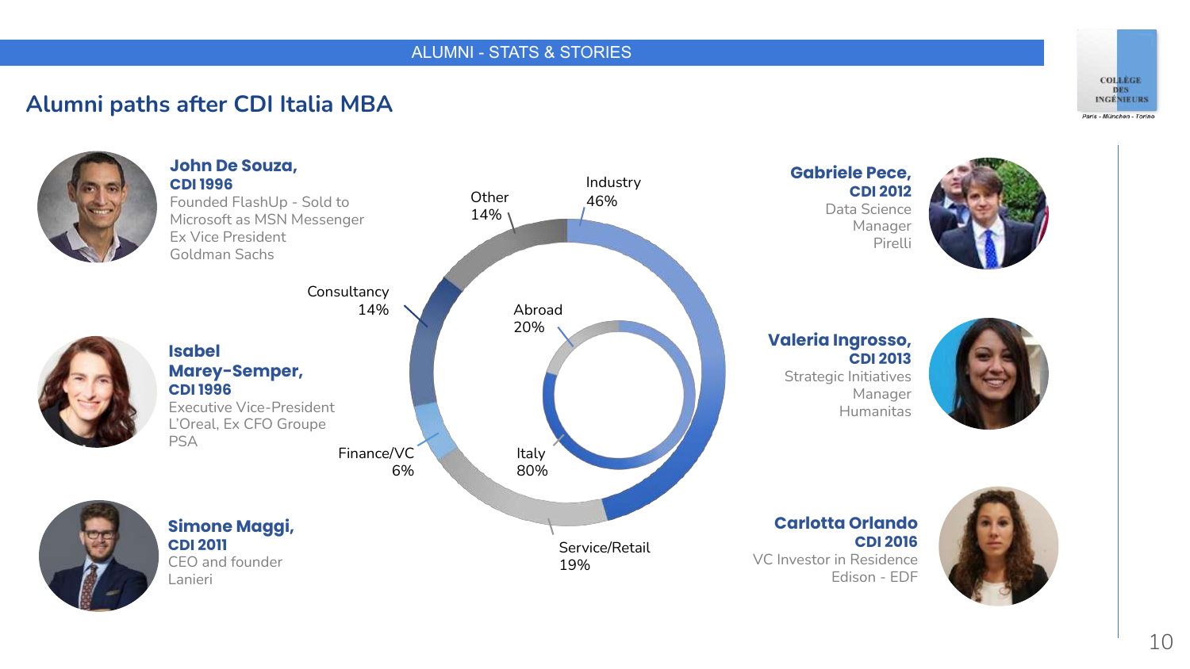ALUMNI - STATS & STORIES

# Alumni paths after CDI Italia MBA

**John De Souza,**
**CDI 1996**
Founded FlashUp - Sold to Microsoft as MSN Messenger
Ex Vice President
Goldman Sachs

**Isabel Marey-Semper,**
**CDI 1996**
Executive Vice-President L'Oreal, Ex CFO Groupe PSA

**Simone Maggi,**
**CDI 2011**
CEO and founder
Lanieri

Other
14%

Industry
46%

Consultancy
14%

Abroad
20%

Finance/VC
6%

Italy
80%

Service/Retail
19%

**Gabriele Pece,**
**CDI 2012**
Data Science Manager
Pirelli

**Valeria Ingrosso,**
**CDI 2013**
Strategic Initiatives Manager
Humanitas

**Carlotta Orlando**
**CDI 2016**
VC Investor in Residence
Edison - EDF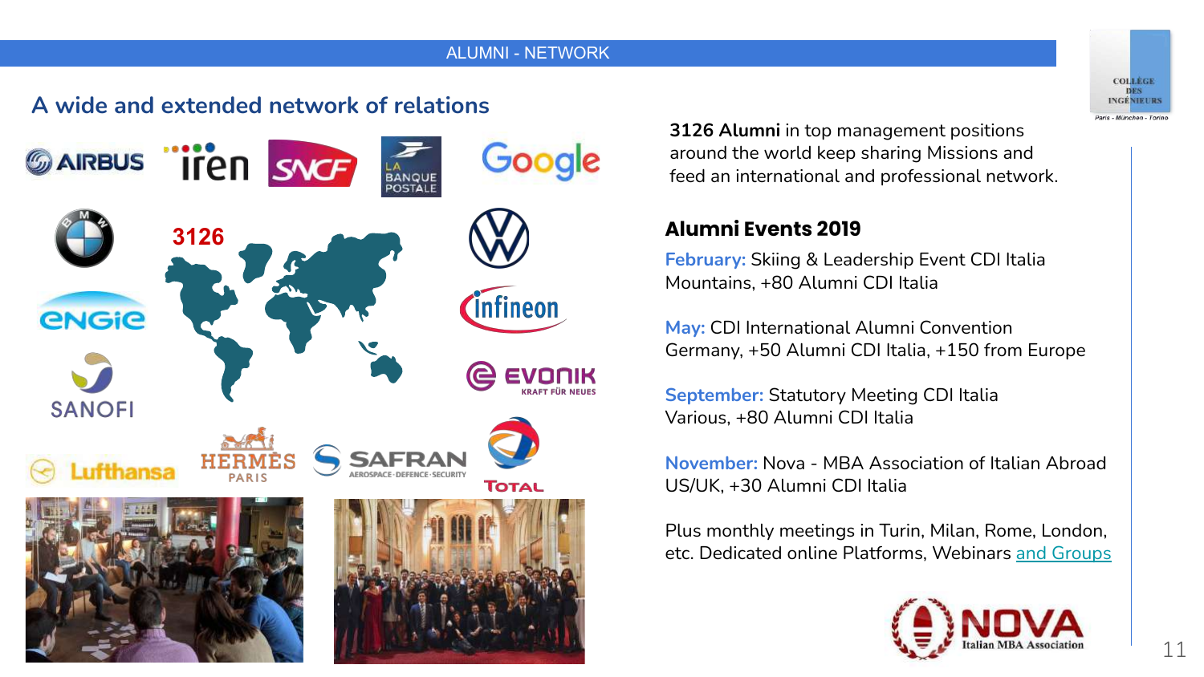ALUMNI - NETWORK

## A wide and extended network of relations

3126

**3126 Alumni** in top management positions around the world keep sharing Missions and feed an international and professional network.

### Alumni Events 2019

**February:** Skiing & Leadership Event CDI Italia Mountains, +80 Alumni CDI Italia

**May:** CDI International Alumni Convention Germany, +50 Alumni CDI Italia, +150 from Europe

**September:** Statutory Meeting CDI Italia Various, +80 Alumni CDI Italia

**November:** Nova - MBA Association of Italian Abroad US/UK, +30 Alumni CDI Italia

Plus monthly meetings in Turin, Milan, Rome, London, etc. Dedicated online Platforms, Webinars and Groups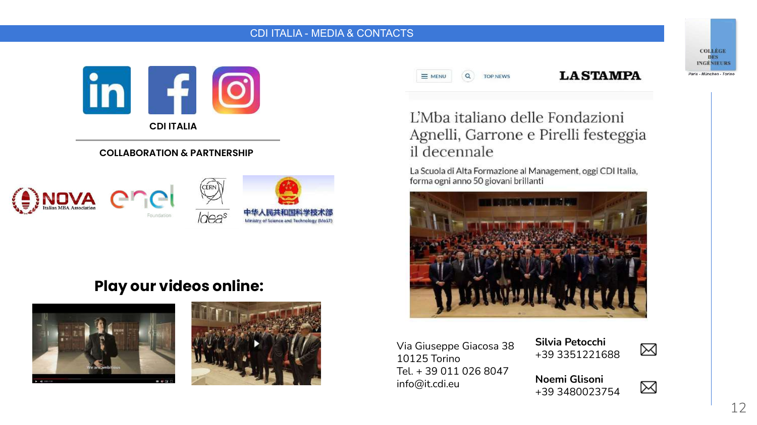# CDI ITALIA - MEDIA & CONTACTS

**CDI ITALIA**

**COLLABORATION & PARTNERSHIP**

NOVA Italian MBA Association

enel Foundation

CERN Ideas

中华人民共和国科学技术部
Ministry of Science and Technology (MoST)

## Play our videos online:

We are ambitious

MENU TOP NEWS **LA STAMPA**

## L'Mba italiano delle Fondazioni Agnelli, Garrone e Pirelli festeggia il decennale

La Scuola di Alta Formazione al Management, oggi CDI Italia, forma ogni anno 50 giovani brillanti

Via Giuseppe Giacosa 38
10125 Torino
Tel. + 39 011 026 8047
info@it.cdi.eu

**Silvia Petocchi**
+39 3351221688

**Noemi Glisoni**
+39 3480023754

COLLÈGE DES INGÉNIEURS
Paris - München - Torino